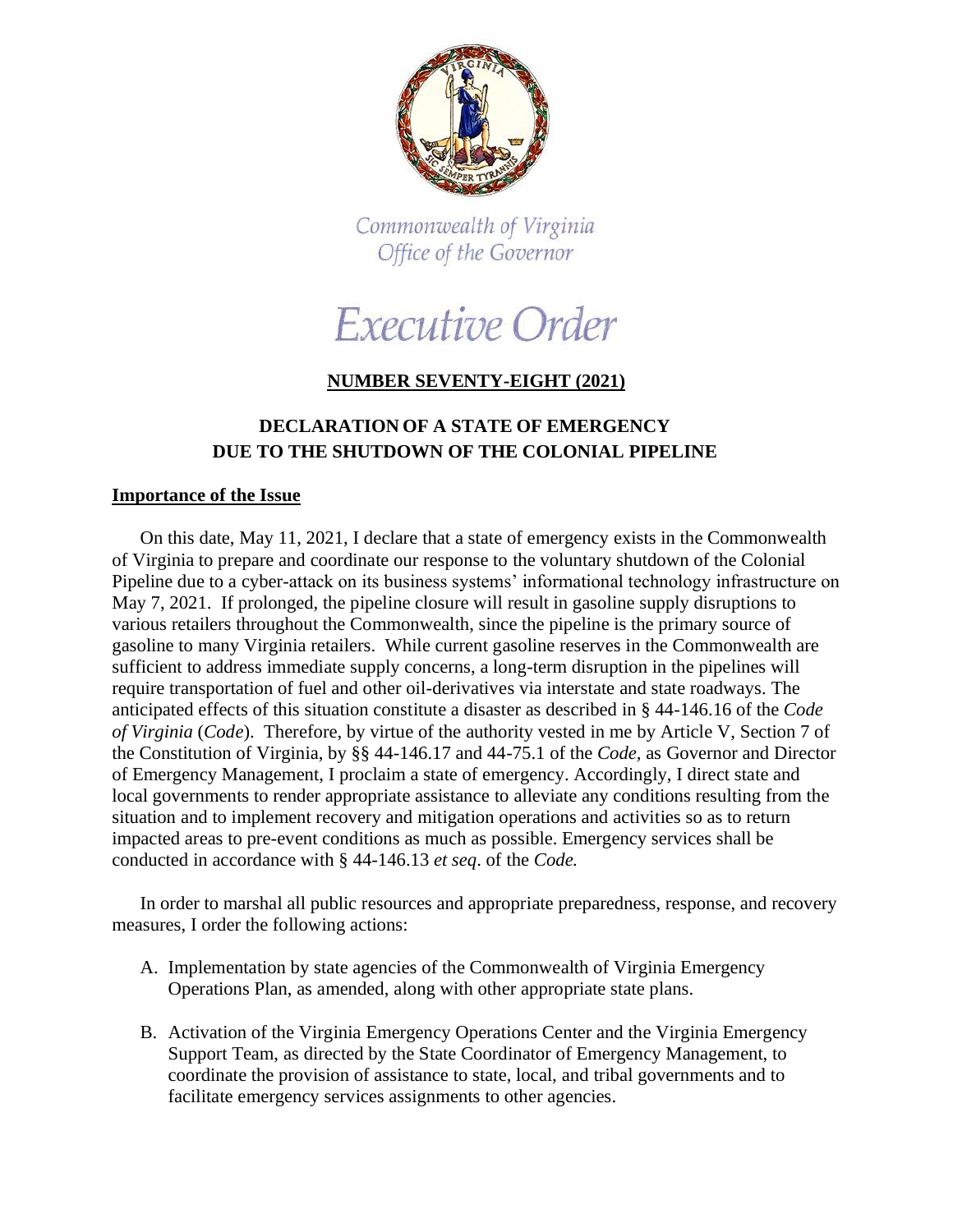Commonwealth of Virginia
Office of the Governor

# Executive Order

## NUMBER SEVENTY-EIGHT (2021)

## DECLARATION OF A STATE OF EMERGENCY DUE TO THE SHUTDOWN OF THE COLONIAL PIPELINE

### Importance of the Issue

On this date, May 11, 2021, I declare that a state of emergency exists in the Commonwealth of Virginia to prepare and coordinate our response to the voluntary shutdown of the Colonial Pipeline due to a cyber-attack on its business systems' informational technology infrastructure on May 7, 2021. If prolonged, the pipeline closure will result in gasoline supply disruptions to various retailers throughout the Commonwealth, since the pipeline is the primary source of gasoline to many Virginia retailers. While current gasoline reserves in the Commonwealth are sufficient to address immediate supply concerns, a long-term disruption in the pipelines will require transportation of fuel and other oil-derivatives via interstate and state roadways. The anticipated effects of this situation constitute a disaster as described in § 44-146.16 of the *Code of Virginia* (*Code*). Therefore, by virtue of the authority vested in me by Article V, Section 7 of the Constitution of Virginia, by §§ 44-146.17 and 44-75.1 of the *Code*, as Governor and Director of Emergency Management, I proclaim a state of emergency. Accordingly, I direct state and local governments to render appropriate assistance to alleviate any conditions resulting from the situation and to implement recovery and mitigation operations and activities so as to return impacted areas to pre-event conditions as much as possible. Emergency services shall be conducted in accordance with § 44-146.13 *et seq*. of the *Code.*

In order to marshal all public resources and appropriate preparedness, response, and recovery measures, I order the following actions:

A. Implementation by state agencies of the Commonwealth of Virginia Emergency Operations Plan, as amended, along with other appropriate state plans.

B. Activation of the Virginia Emergency Operations Center and the Virginia Emergency Support Team, as directed by the State Coordinator of Emergency Management, to coordinate the provision of assistance to state, local, and tribal governments and to facilitate emergency services assignments to other agencies.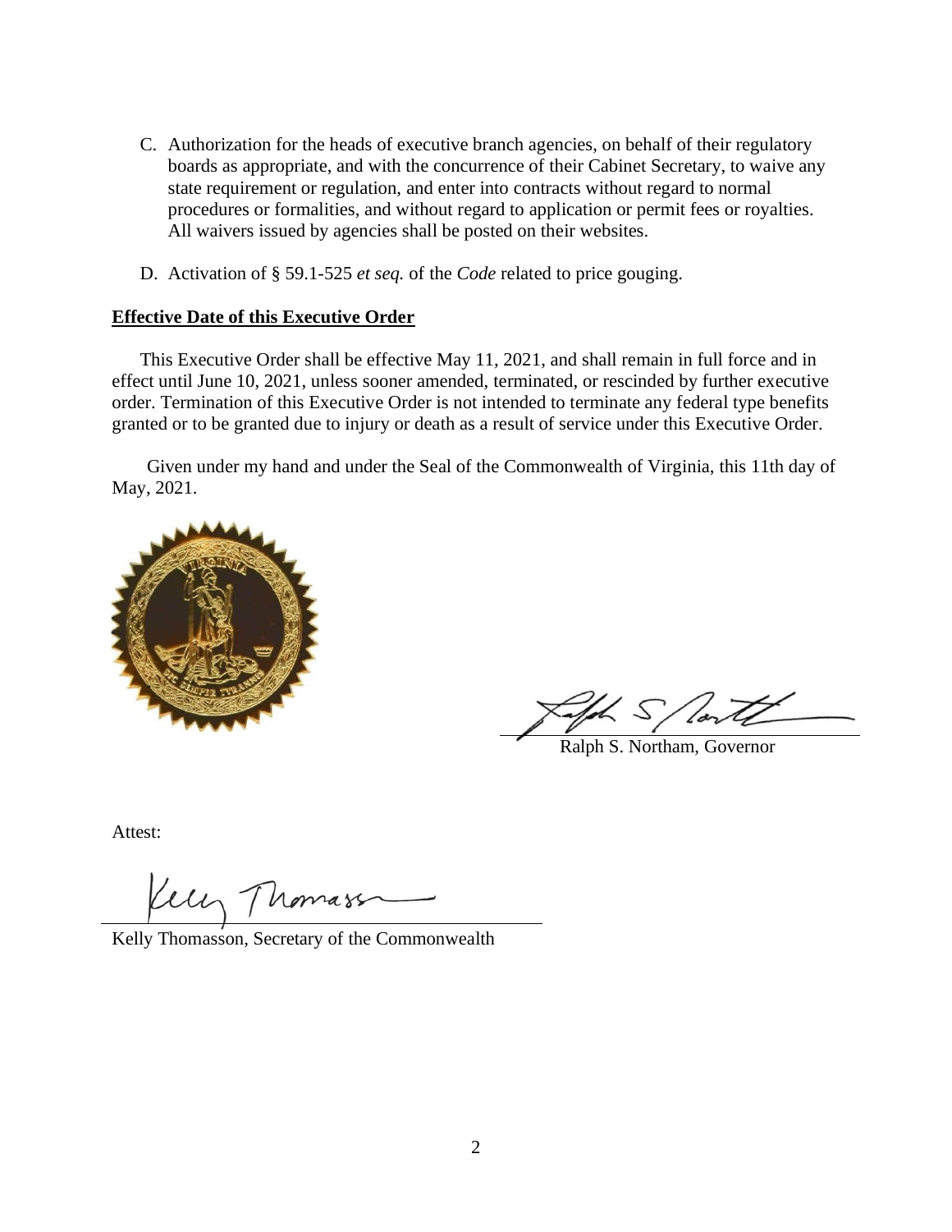C. Authorization for the heads of executive branch agencies, on behalf of their regulatory boards as appropriate, and with the concurrence of their Cabinet Secretary, to waive any state requirement or regulation, and enter into contracts without regard to normal procedures or formalities, and without regard to application or permit fees or royalties. All waivers issued by agencies shall be posted on their websites.

D. Activation of § 59.1-525 *et seq.* of the *Code* related to price gouging.

**Effective Date of this Executive Order**

This Executive Order shall be effective May 11, 2021, and shall remain in full force and in effect until June 10, 2021, unless sooner amended, terminated, or rescinded by further executive order. Termination of this Executive Order is not intended to terminate any federal type benefits granted or to be granted due to injury or death as a result of service under this Executive Order.

Given under my hand and under the Seal of the Commonwealth of Virginia, this 11th day of May, 2021.

Ralph S. Northam, Governor

Attest:

Kelly Thomasson, Secretary of the Commonwealth